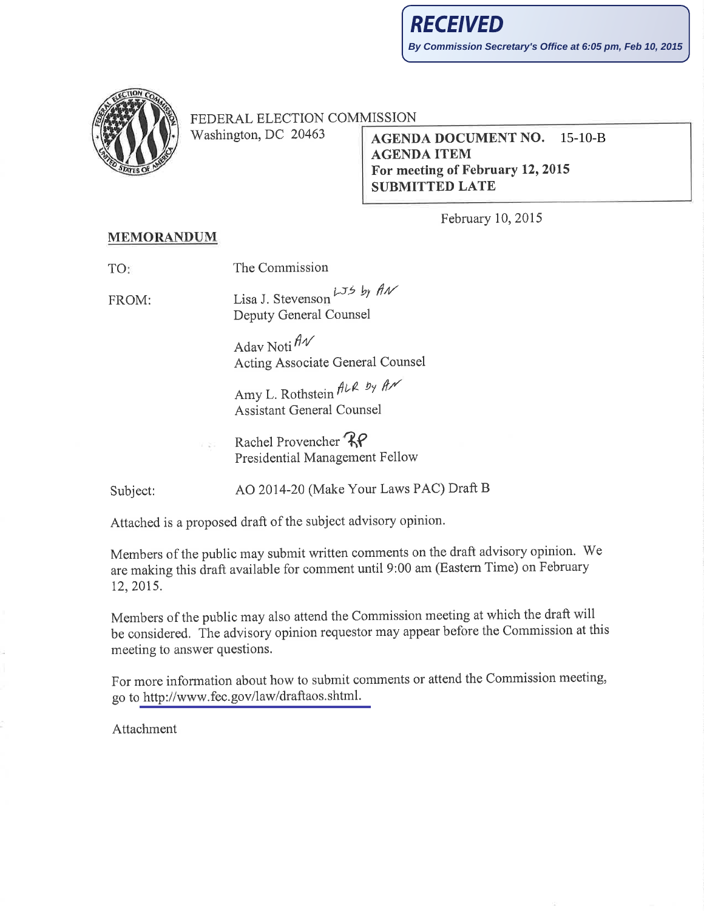**RECEIVED**

**By Commission Secretary's Office at 6:05 pm, Feb 10, 2015**

FEDERAL ELECTION COMMISSION
Washington, DC 20463

**AGENDA DOCUMENT NO. 15-10-B**
**AGENDA ITEM**
**For meeting of February 12, 2015**
**SUBMITTED LATE**

February 10, 2015

**MEMORANDUM**

TO: The Commission

FROM: Lisa J. Stevenson LJS by AN
Deputy General Counsel

Adav Noti AN
Acting Associate General Counsel

Amy L. Rothstein ALR by AN
Assistant General Counsel

Rachel Provencher RP
Presidential Management Fellow

Subject: AO 2014-20 (Make Your Laws PAC) Draft B

Attached is a proposed draft of the subject advisory opinion.

Members of the public may submit written comments on the draft advisory opinion. We are making this draft available for comment until 9:00 am (Eastern Time) on February 12, 2015.

Members of the public may also attend the Commission meeting at which the draft will be considered. The advisory opinion requestor may appear before the Commission at this meeting to answer questions.

For more information about how to submit comments or attend the Commission meeting, go to http://www.fec.gov/law/draftaos.shtml.

Attachment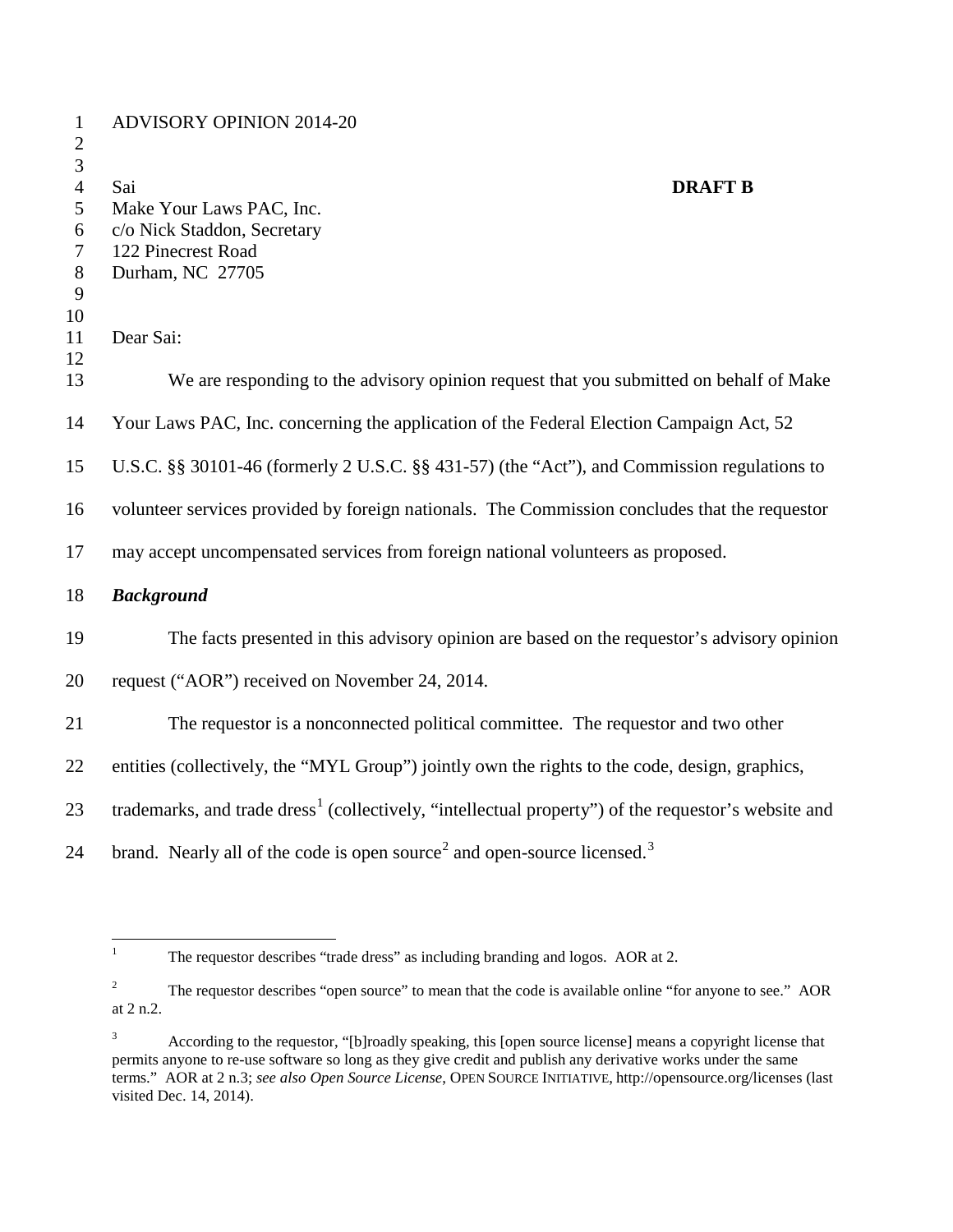ADVISORY OPINION 2014-20

Sai  
Make Your Laws PAC, Inc.  
c/o Nick Staddon, Secretary  
122 Pinecrest Road  
Durham, NC 27705

**DRAFT B**

Dear Sai:

We are responding to the advisory opinion request that you submitted on behalf of Make Your Laws PAC, Inc. concerning the application of the Federal Election Campaign Act, 52 U.S.C. §§ 30101-46 (formerly 2 U.S.C. §§ 431-57) (the "Act"), and Commission regulations to volunteer services provided by foreign nationals. The Commission concludes that the requestor may accept uncompensated services from foreign national volunteers as proposed.

***Background***

The facts presented in this advisory opinion are based on the requestor's advisory opinion request ("AOR") received on November 24, 2014.

The requestor is a nonconnected political committee. The requestor and two other entities (collectively, the "MYL Group") jointly own the rights to the code, design, graphics, trademarks, and trade dress[1] (collectively, "intellectual property") of the requestor's website and brand. Nearly all of the code is open source[2] and open-source licensed.[3]

---

[1] The requestor describes "trade dress" as including branding and logos. AOR at 2.

[2] The requestor describes "open source" to mean that the code is available online "for anyone to see." AOR at 2 n.2.

[3] According to the requestor, "[b]roadly speaking, this [open source license] means a copyright license that permits anyone to re-use software so long as they give credit and publish any derivative works under the same terms." AOR at 2 n.3; *see also Open Source License*, OPEN SOURCE INITIATIVE, http://opensource.org/licenses (last visited Dec. 14, 2014).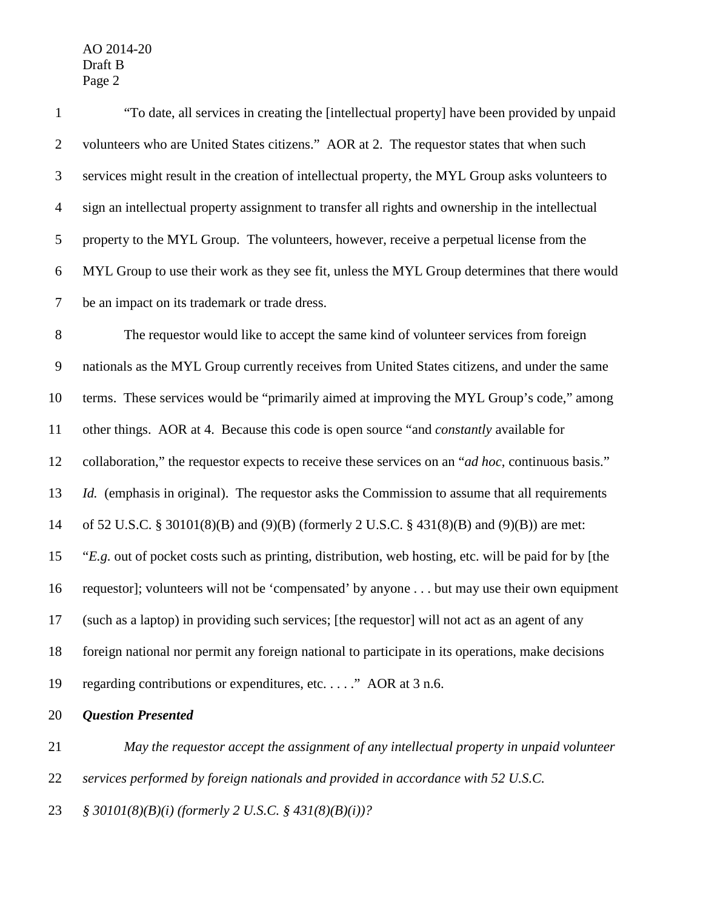"To date, all services in creating the [intellectual property] have been provided by unpaid volunteers who are United States citizens." AOR at 2. The requestor states that when such services might result in the creation of intellectual property, the MYL Group asks volunteers to sign an intellectual property assignment to transfer all rights and ownership in the intellectual property to the MYL Group. The volunteers, however, receive a perpetual license from the MYL Group to use their work as they see fit, unless the MYL Group determines that there would be an impact on its trademark or trade dress.

The requestor would like to accept the same kind of volunteer services from foreign nationals as the MYL Group currently receives from United States citizens, and under the same terms. These services would be "primarily aimed at improving the MYL Group's code," among other things. AOR at 4. Because this code is open source "and *constantly* available for collaboration," the requestor expects to receive these services on an "*ad hoc*, continuous basis." *Id.* (emphasis in original). The requestor asks the Commission to assume that all requirements of 52 U.S.C. § 30101(8)(B) and (9)(B) (formerly 2 U.S.C. § 431(8)(B) and (9)(B)) are met: "*E.g.* out of pocket costs such as printing, distribution, web hosting, etc. will be paid for by [the requestor]; volunteers will not be 'compensated' by anyone . . . but may use their own equipment (such as a laptop) in providing such services; [the requestor] will not act as an agent of any foreign national nor permit any foreign national to participate in its operations, make decisions regarding contributions or expenditures, etc. . . . ." AOR at 3 n.6.

***Question Presented***

*May the requestor accept the assignment of any intellectual property in unpaid volunteer services performed by foreign nationals and provided in accordance with 52 U.S.C. § 30101(8)(B)(i) (formerly 2 U.S.C. § 431(8)(B)(i))?*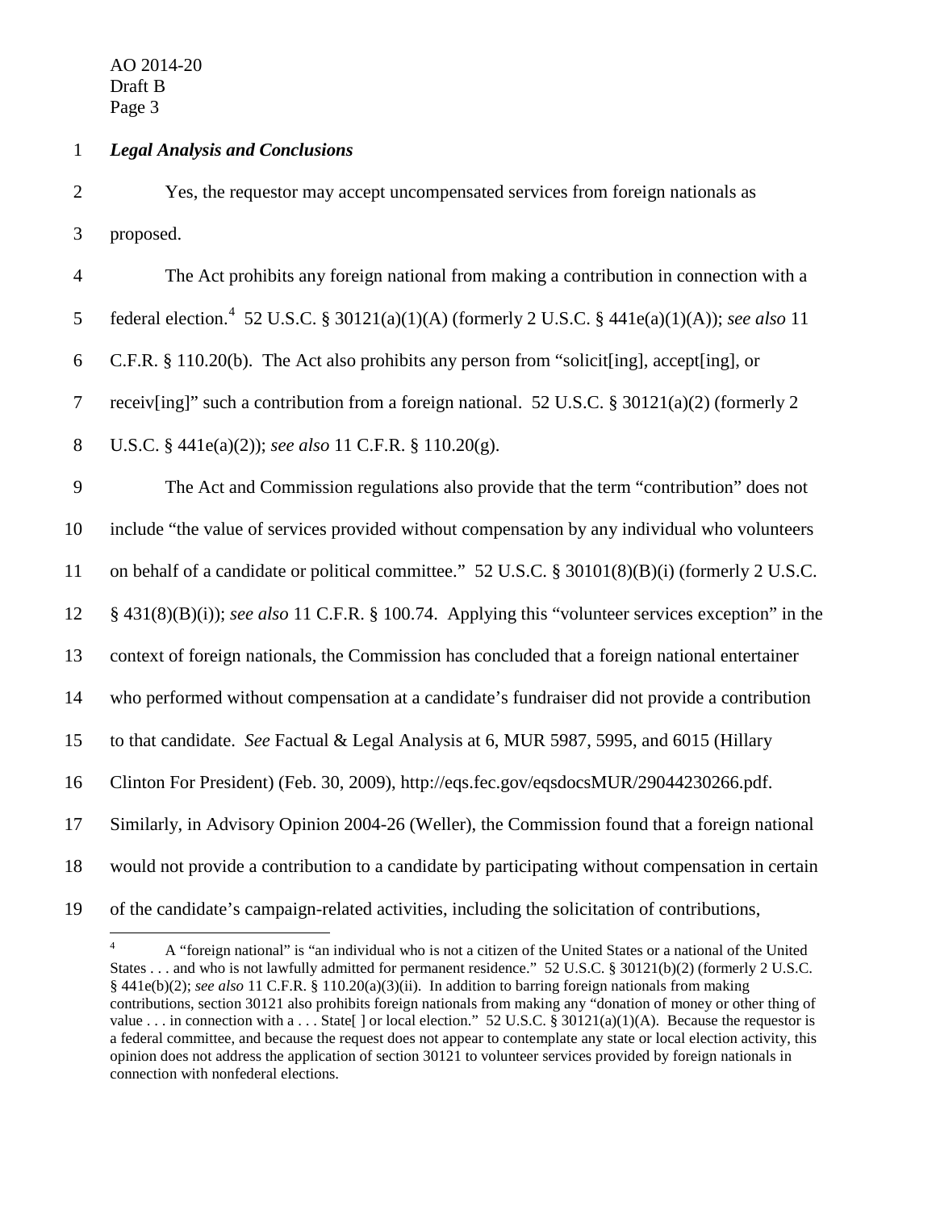***Legal Analysis and Conclusions***

Yes, the requestor may accept uncompensated services from foreign nationals as proposed.

The Act prohibits any foreign national from making a contribution in connection with a federal election.[4] 52 U.S.C. § 30121(a)(1)(A) (formerly 2 U.S.C. § 441e(a)(1)(A)); *see also* 11 C.F.R. § 110.20(b). The Act also prohibits any person from "solicit[ing], accept[ing], or receiv[ing]" such a contribution from a foreign national. 52 U.S.C. § 30121(a)(2) (formerly 2 U.S.C. § 441e(a)(2)); *see also* 11 C.F.R. § 110.20(g).

The Act and Commission regulations also provide that the term "contribution" does not include "the value of services provided without compensation by any individual who volunteers on behalf of a candidate or political committee." 52 U.S.C. § 30101(8)(B)(i) (formerly 2 U.S.C. § 431(8)(B)(i)); *see also* 11 C.F.R. § 100.74. Applying this "volunteer services exception" in the context of foreign nationals, the Commission has concluded that a foreign national entertainer who performed without compensation at a candidate's fundraiser did not provide a contribution to that candidate. *See* Factual & Legal Analysis at 6, MUR 5987, 5995, and 6015 (Hillary Clinton For President) (Feb. 30, 2009), http://eqs.fec.gov/eqsdocsMUR/29044230266.pdf. Similarly, in Advisory Opinion 2004-26 (Weller), the Commission found that a foreign national would not provide a contribution to a candidate by participating without compensation in certain of the candidate's campaign-related activities, including the solicitation of contributions,

[4] A "foreign national" is "an individual who is not a citizen of the United States or a national of the United States . . . and who is not lawfully admitted for permanent residence." 52 U.S.C. § 30121(b)(2) (formerly 2 U.S.C. § 441e(b)(2); *see also* 11 C.F.R. § 110.20(a)(3)(ii). In addition to barring foreign nationals from making contributions, section 30121 also prohibits foreign nationals from making any "donation of money or other thing of value . . . in connection with a . . . State[ ] or local election." 52 U.S.C. § 30121(a)(1)(A). Because the requestor is a federal committee, and because the request does not appear to contemplate any state or local election activity, this opinion does not address the application of section 30121 to volunteer services provided by foreign nationals in connection with nonfederal elections.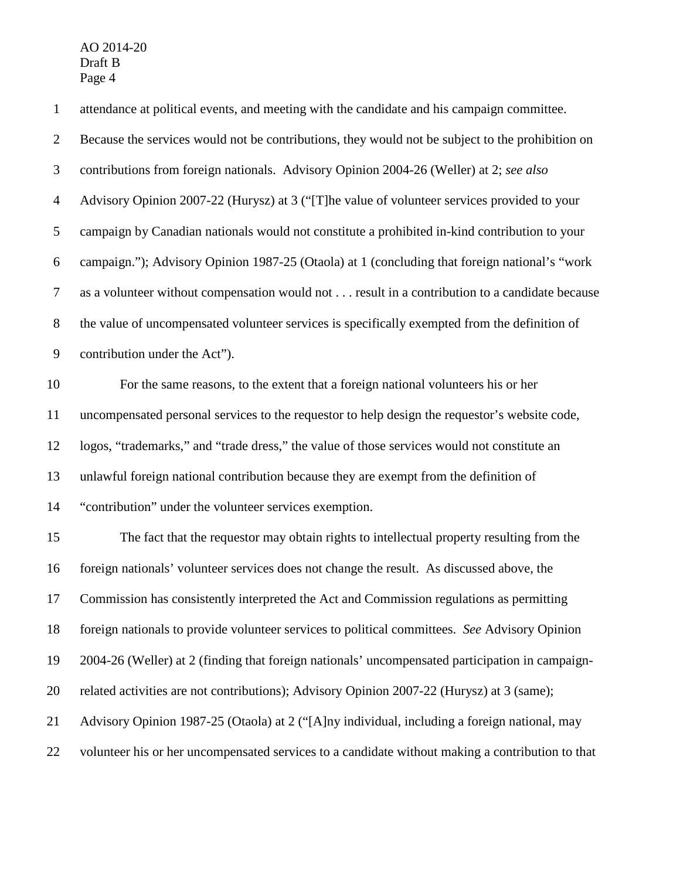attendance at political events, and meeting with the candidate and his campaign committee. Because the services would not be contributions, they would not be subject to the prohibition on contributions from foreign nationals. Advisory Opinion 2004-26 (Weller) at 2; *see also* Advisory Opinion 2007-22 (Hurysz) at 3 ("[T]he value of volunteer services provided to your campaign by Canadian nationals would not constitute a prohibited in-kind contribution to your campaign."); Advisory Opinion 1987-25 (Otaola) at 1 (concluding that foreign national's "work as a volunteer without compensation would not . . . result in a contribution to a candidate because the value of uncompensated volunteer services is specifically exempted from the definition of contribution under the Act").

For the same reasons, to the extent that a foreign national volunteers his or her uncompensated personal services to the requestor to help design the requestor's website code, logos, "trademarks," and "trade dress," the value of those services would not constitute an unlawful foreign national contribution because they are exempt from the definition of "contribution" under the volunteer services exemption.

The fact that the requestor may obtain rights to intellectual property resulting from the foreign nationals' volunteer services does not change the result. As discussed above, the Commission has consistently interpreted the Act and Commission regulations as permitting foreign nationals to provide volunteer services to political committees. *See* Advisory Opinion 2004-26 (Weller) at 2 (finding that foreign nationals' uncompensated participation in campaign-related activities are not contributions); Advisory Opinion 2007-22 (Hurysz) at 3 (same); Advisory Opinion 1987-25 (Otaola) at 2 ("[A]ny individual, including a foreign national, may volunteer his or her uncompensated services to a candidate without making a contribution to that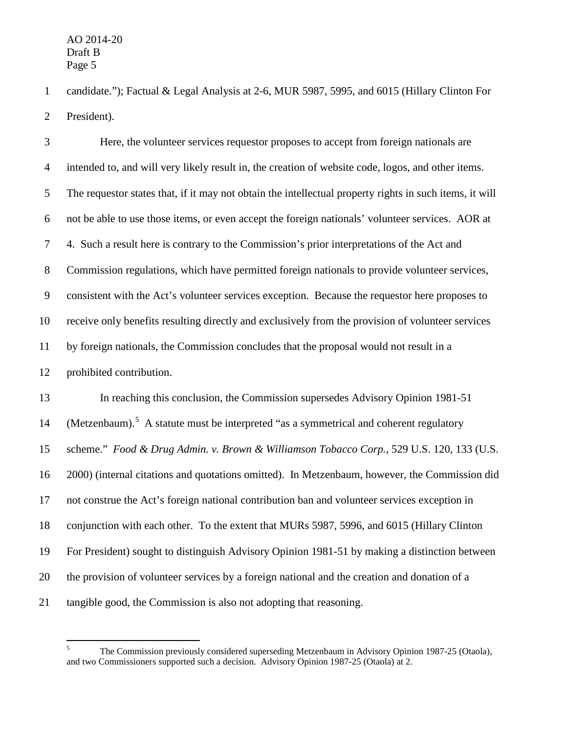candidate."); Factual & Legal Analysis at 2-6, MUR 5987, 5995, and 6015 (Hillary Clinton For President).

Here, the volunteer services requestor proposes to accept from foreign nationals are intended to, and will very likely result in, the creation of website code, logos, and other items. The requestor states that, if it may not obtain the intellectual property rights in such items, it will not be able to use those items, or even accept the foreign nationals' volunteer services. AOR at 4. Such a result here is contrary to the Commission's prior interpretations of the Act and Commission regulations, which have permitted foreign nationals to provide volunteer services, consistent with the Act's volunteer services exception. Because the requestor here proposes to receive only benefits resulting directly and exclusively from the provision of volunteer services by foreign nationals, the Commission concludes that the proposal would not result in a prohibited contribution.

In reaching this conclusion, the Commission supersedes Advisory Opinion 1981-51 (Metzenbaum).[5] A statute must be interpreted "as a symmetrical and coherent regulatory scheme." *Food & Drug Admin. v. Brown & Williamson Tobacco Corp.*, 529 U.S. 120, 133 (U.S. 2000) (internal citations and quotations omitted). In Metzenbaum, however, the Commission did not construe the Act's foreign national contribution ban and volunteer services exception in conjunction with each other. To the extent that MURs 5987, 5996, and 6015 (Hillary Clinton For President) sought to distinguish Advisory Opinion 1981-51 by making a distinction between the provision of volunteer services by a foreign national and the creation and donation of a tangible good, the Commission is also not adopting that reasoning.

---

[5] The Commission previously considered superseding Metzenbaum in Advisory Opinion 1987-25 (Otaola), and two Commissioners supported such a decision. Advisory Opinion 1987-25 (Otaola) at 2.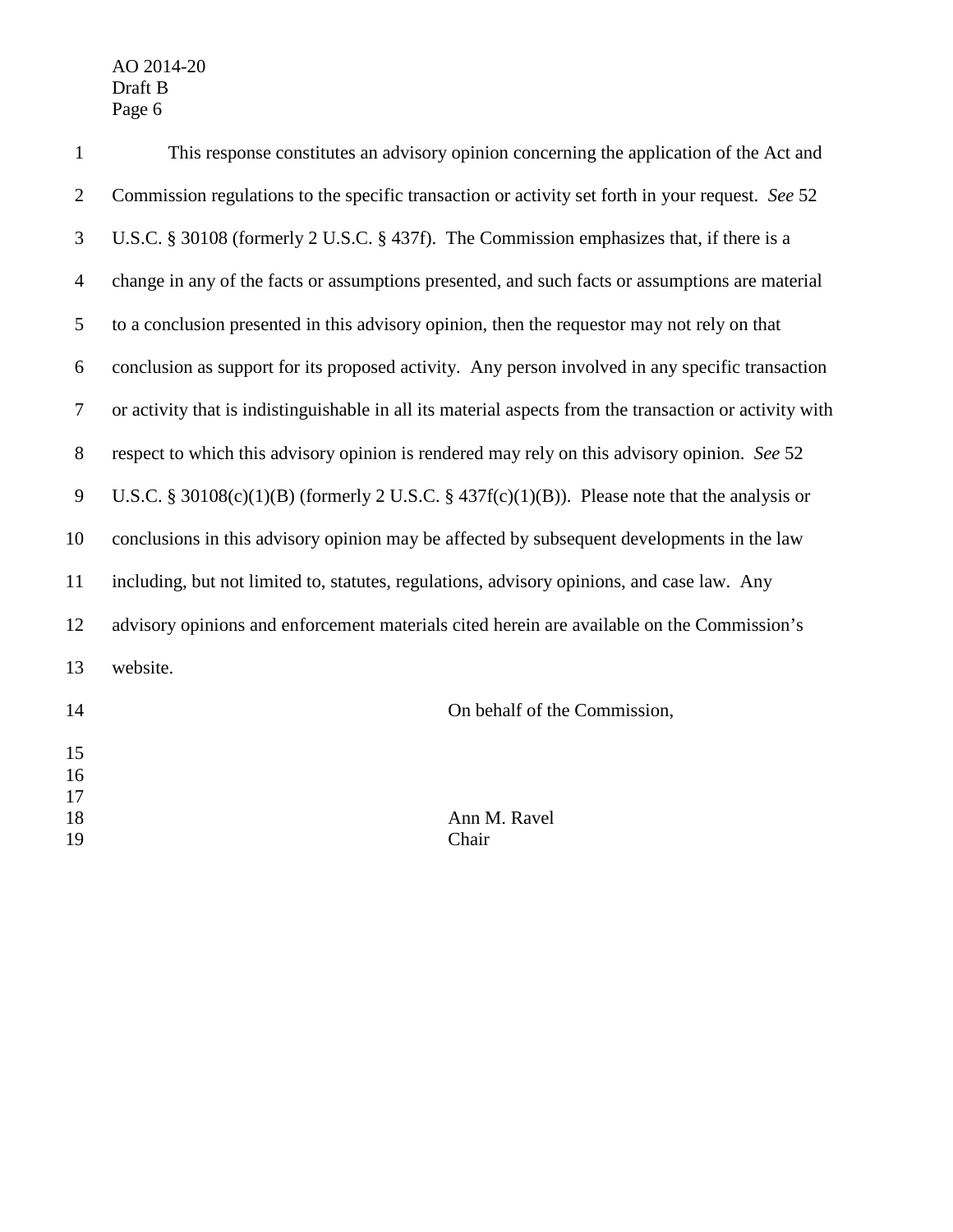This response constitutes an advisory opinion concerning the application of the Act and Commission regulations to the specific transaction or activity set forth in your request. *See* 52 U.S.C. § 30108 (formerly 2 U.S.C. § 437f). The Commission emphasizes that, if there is a change in any of the facts or assumptions presented, and such facts or assumptions are material to a conclusion presented in this advisory opinion, then the requestor may not rely on that conclusion as support for its proposed activity. Any person involved in any specific transaction or activity that is indistinguishable in all its material aspects from the transaction or activity with respect to which this advisory opinion is rendered may rely on this advisory opinion. *See* 52 U.S.C. § 30108(c)(1)(B) (formerly 2 U.S.C. § 437f(c)(1)(B)). Please note that the analysis or conclusions in this advisory opinion may be affected by subsequent developments in the law including, but not limited to, statutes, regulations, advisory opinions, and case law. Any advisory opinions and enforcement materials cited herein are available on the Commission's website.

On behalf of the Commission,

Ann M. Ravel
Chair